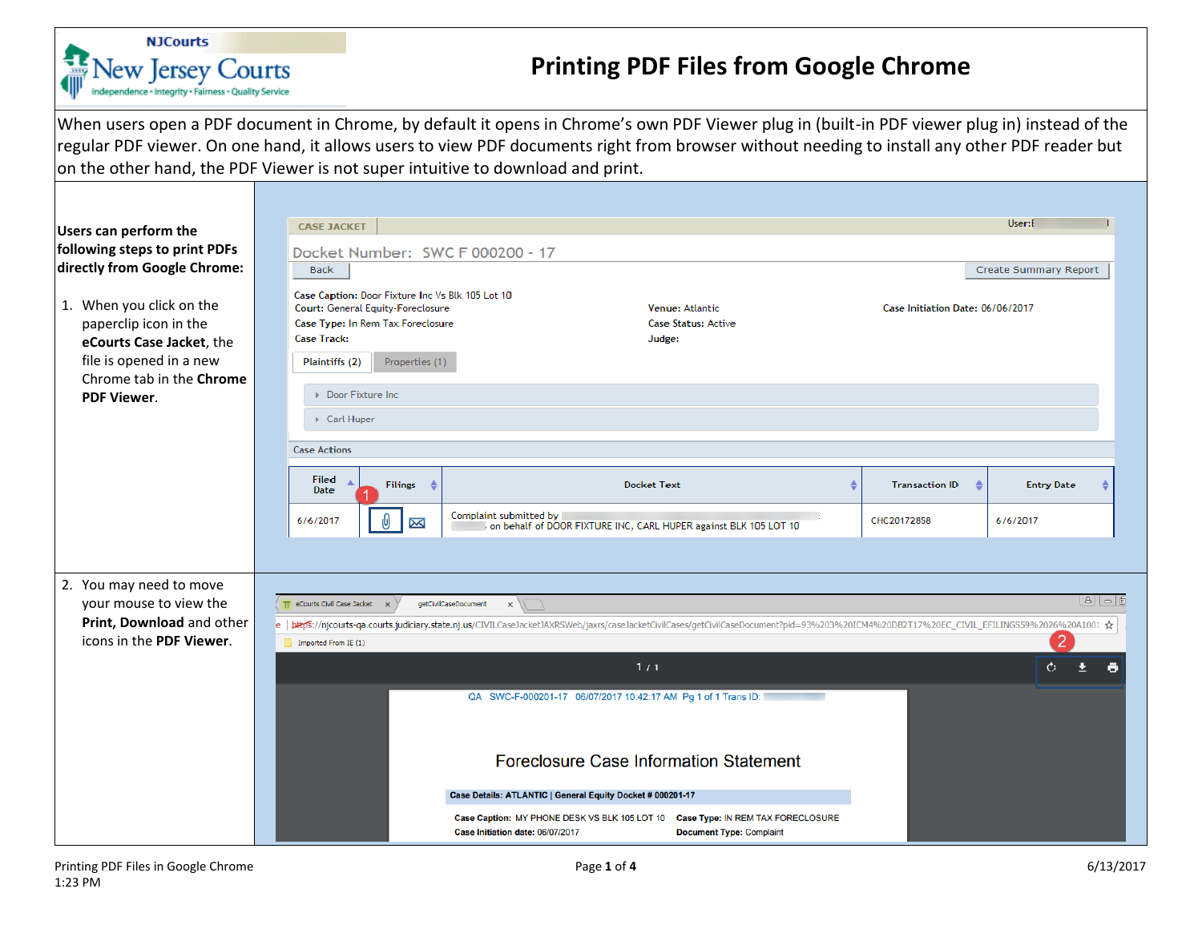# Printing PDF Files from Google Chrome

When users open a PDF document in Chrome, by default it opens in Chrome's own PDF Viewer plug in (built-in PDF viewer plug in) instead of the regular PDF viewer. On one hand, it allows users to view PDF documents right from browser without needing to install any other PDF reader but on the other hand, the PDF Viewer is not super intuitive to download and print.

**Users can perform the following steps to print PDFs directly from Google Chrome:**

1. When you click on the paperclip icon in the **eCourts Case Jacket**, the file is opened in a new Chrome tab in the **Chrome PDF Viewer**.

2. You may need to move your mouse to view the **Print, Download** and other icons in the **PDF Viewer**.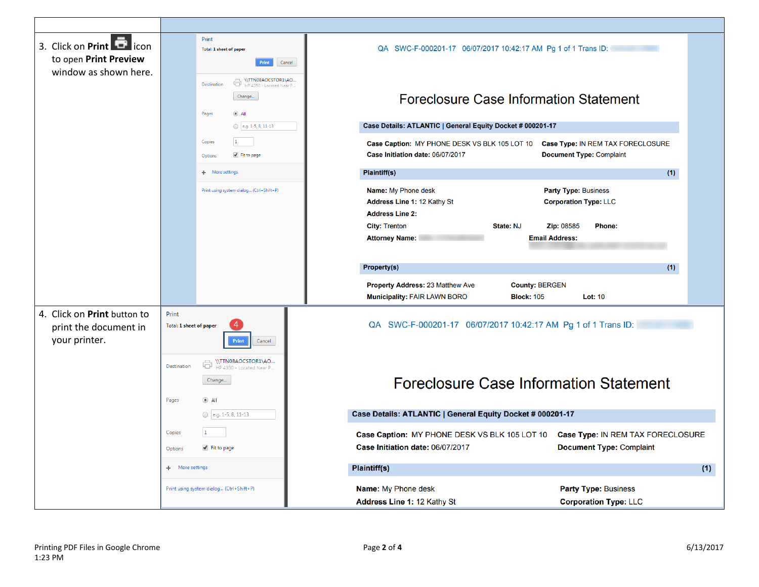| | |
|---|---|
| 3. Click on **Print** icon to open **Print Preview** window as shown here. | Print<br>Total: 1 sheet of paper<br>Print Cancel<br>Destination \\TTN08AOCSTOR1\AO... HP 4350 - Located Near P...<br>Change...<br>Pages All<br>e.g. 1-5, 8, 11-13<br>Copies 1<br>Options Fit to page<br>More settings<br>Print using system dialog... (Ctrl+Shift+P)<br><br>QA SWC-F-000201-17 06/07/2017 10:42:17 AM Pg 1 of 1 Trans ID:<br>Foreclosure Case Information Statement<br>Case Details: ATLANTIC \| General Equity Docket # 000201-17<br>Case Caption: MY PHONE DESK VS BLK 105 LOT 10 Case Type: IN REM TAX FORECLOSURE<br>Case Initiation date: 06/07/2017 Document Type: Complaint<br>Plaintiff(s) (1)<br>Name: My Phone desk Party Type: Business<br>Address Line 1: 12 Kathy St Corporation Type: LLC<br>Address Line 2:<br>City: Trenton State: NJ Zip: 08585 Phone:<br>Attorney Name: Email Address:<br>Property(s) (1)<br>Property Address: 23 Matthew Ave County: BERGEN<br>Municipality: FAIR LAWN BORO Block: 105 Lot: 10 |
| 4. Click on **Print** button to print the document in your printer. | Print<br>Total: 1 sheet of paper<br>4<br>Print Cancel<br>Destination \\TTN08AOCSTOR1\AO... HP 4350 - Located Near P...<br>Change...<br>Pages All<br>e.g. 1-5, 8, 11-13<br>Copies 1<br>Options Fit to page<br>More settings<br>Print using system dialog... (Ctrl+Shift+P)<br><br>QA SWC-F-000201-17 06/07/2017 10:42:17 AM Pg 1 of 1 Trans ID:<br>Foreclosure Case Information Statement<br>Case Details: ATLANTIC \| General Equity Docket # 000201-17<br>Case Caption: MY PHONE DESK VS BLK 105 LOT 10 Case Type: IN REM TAX FORECLOSURE<br>Case Initiation date: 06/07/2017 Document Type: Complaint<br>Plaintiff(s) (1)<br>Name: My Phone desk Party Type: Business<br>Address Line 1: 12 Kathy St Corporation Type: LLC |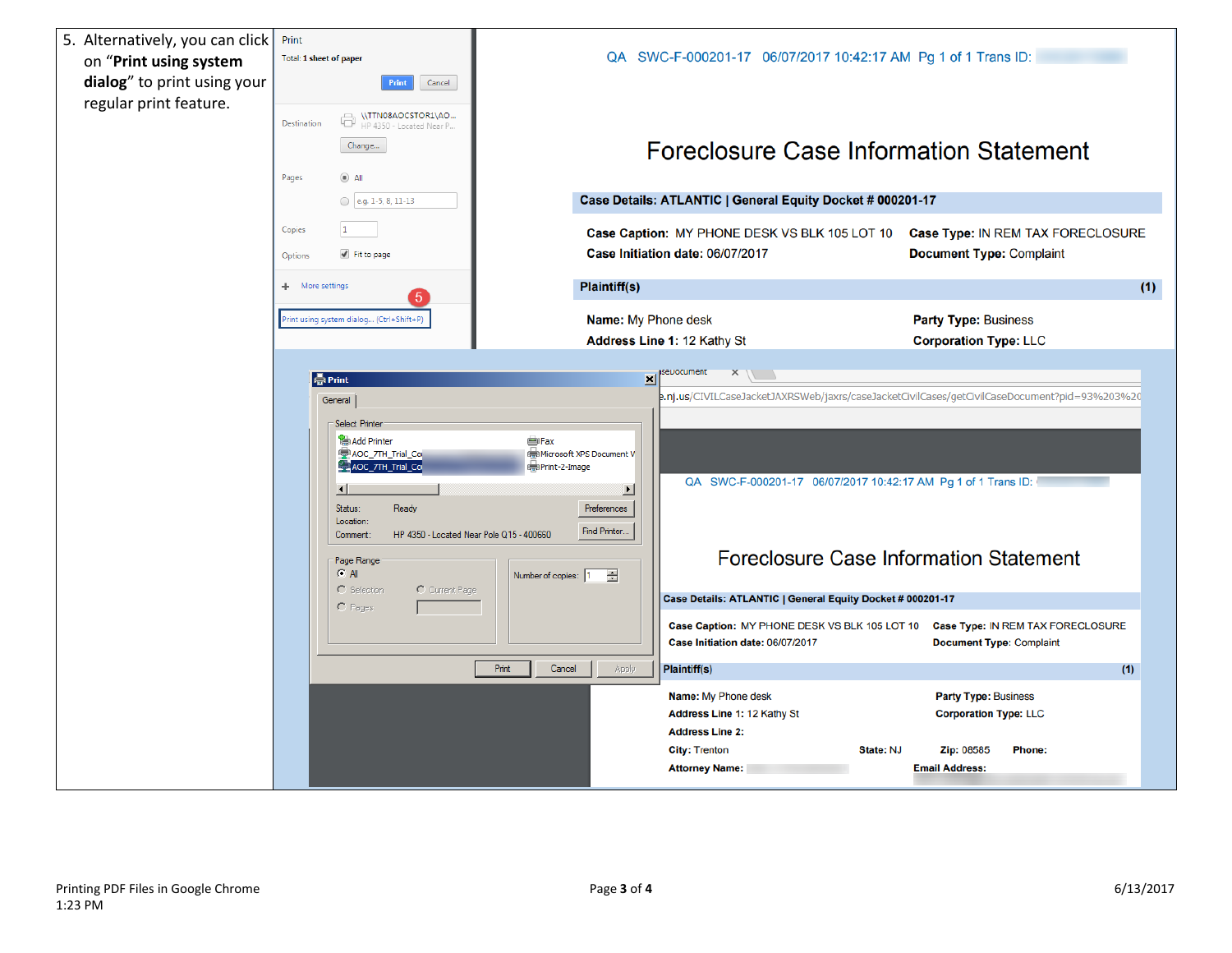5. Alternatively, you can click on “**Print using system dialog**” to print using your regular print feature.

Print

Total: 1 sheet of paper

Print Cancel

Destination \\TTN08AOCSTOR1\AO... HP 4350 - Located Near P...

Change...

Pages All

e.g. 1-5, 8, 11-13

Copies 1

Options Fit to page

More settings

Print using system dialog... (Ctrl+Shift+P)

QA SWC-F-000201-17 06/07/2017 10:42:17 AM Pg 1 of 1 Trans ID:

# Foreclosure Case Information Statement

**Case Details: ATLANTIC | General Equity Docket # 000201-17**

**Case Caption:** MY PHONE DESK VS BLK 105 LOT 10 **Case Type:** IN REM TAX FORECLOSURE
**Case Initiation date:** 06/07/2017 **Document Type:** Complaint

**Plaintiff(s)** (1)

**Name:** My Phone desk **Party Type:** Business
**Address Line 1:** 12 Kathy St **Corporation Type:** LLC

Print

General

Select Printer

Add Printer, AOC_7TH_Trial_Co, AOC_7TH_Trial_Co, Fax, Microsoft XPS Document V, Print-2-Image

Status: Ready
Location:
Comment: HP 4350 - Located Near Pole Q15 - 400660

Preferences | Find Printer...

Page Range: All | Selection | Current Page | Pages

Number of copies: 1

Print | Cancel | Apply

e.nj.us/CIVILCaseJacketJAXRSWeb/jaxrs/caseJacketCivilCases/getCivilCaseDocument?pid=93%203%20

QA SWC-F-000201-17 06/07/2017 10:42:17 AM Pg 1 of 1 Trans ID:

# Foreclosure Case Information Statement

**Case Details: ATLANTIC | General Equity Docket # 000201-17**

**Case Caption:** MY PHONE DESK VS BLK 105 LOT 10 **Case Type:** IN REM TAX FORECLOSURE
**Case Initiation date:** 06/07/2017 **Document Type:** Complaint

**Plaintiff(s)** (1)

**Name:** My Phone desk **Party Type:** Business
**Address Line 1:** 12 Kathy St **Corporation Type:** LLC
**Address Line 2:**
**City:** Trenton **State:** NJ **Zip:** 08585 **Phone:**
**Attorney Name:** **Email Address:**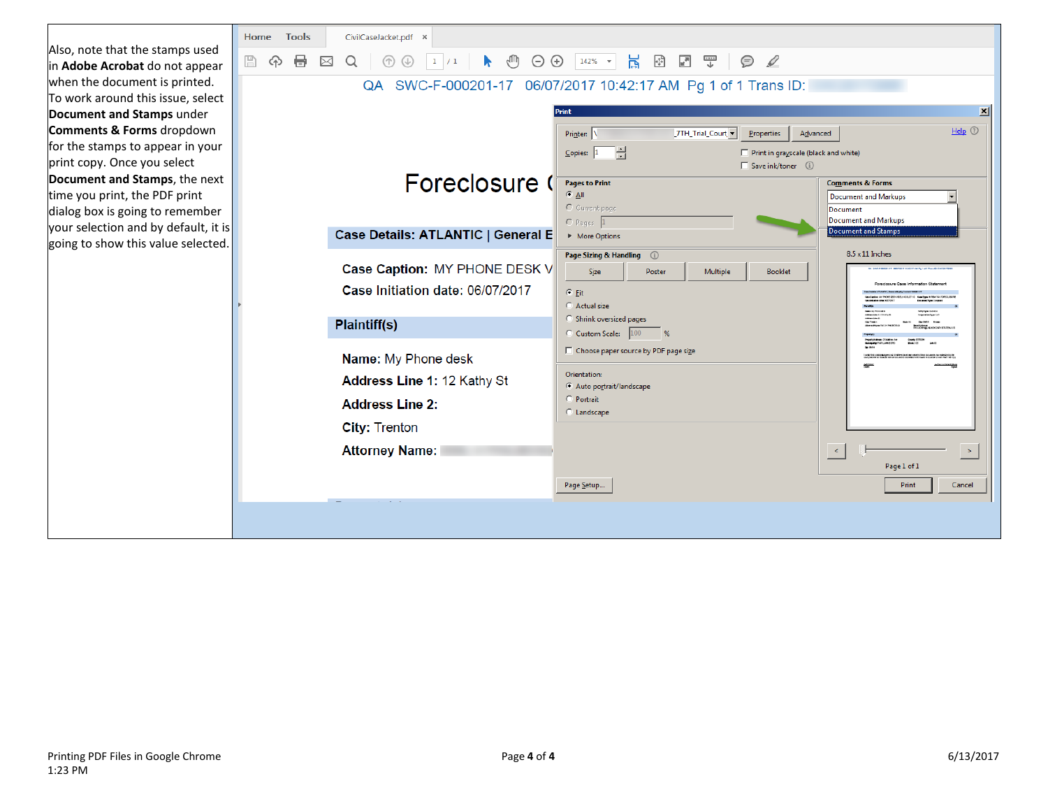Also, note that the stamps used in **Adobe Acrobat** do not appear when the document is printed. To work around this issue, select **Document and Stamps** under **Comments & Forms** dropdown for the stamps to appear in your print copy. Once you select **Document and Stamps**, the next time you print, the PDF print dialog box is going to remember your selection and by default, it is going to show this value selected.